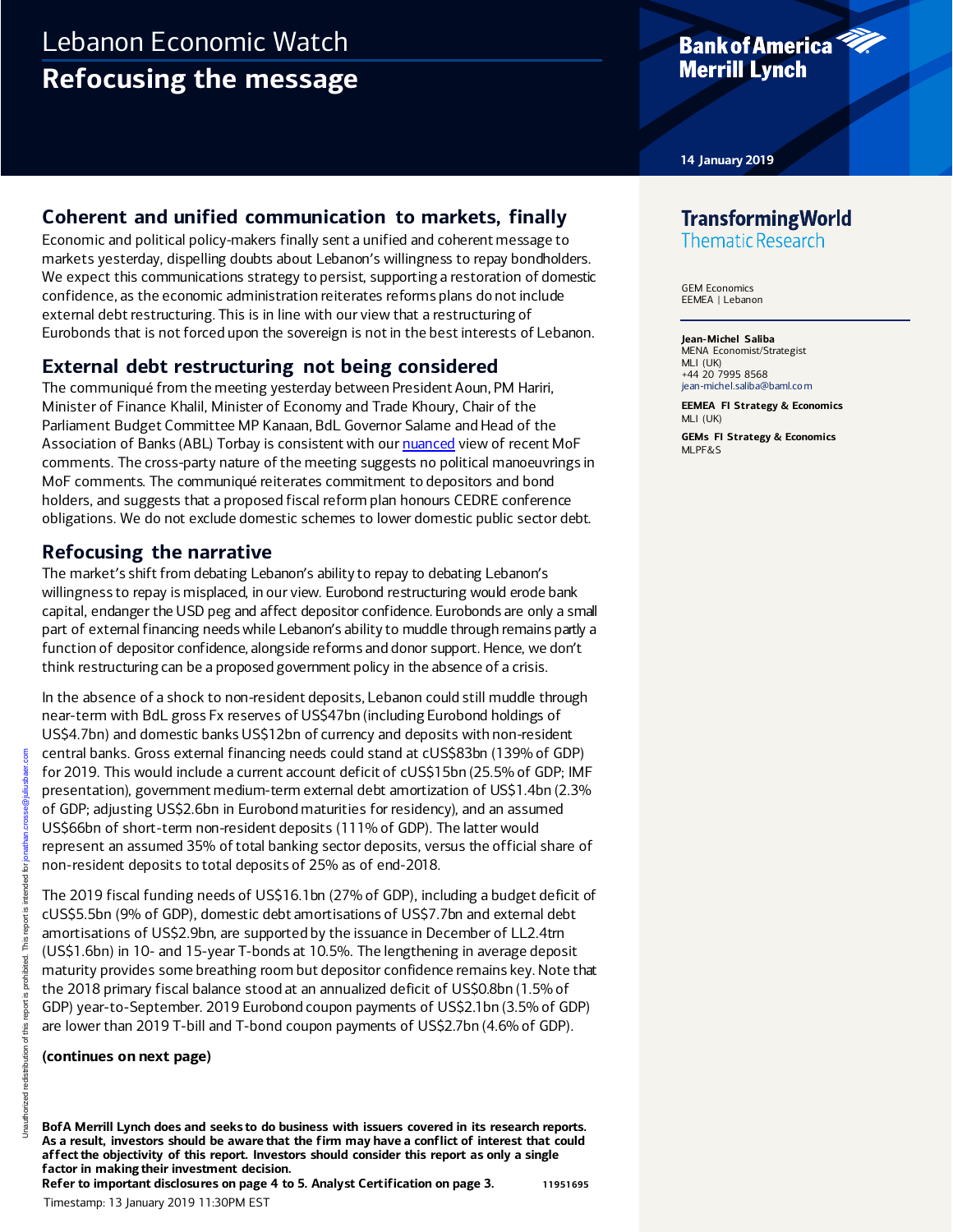# Lebanon Economic Watch

## Refocusing the message

14 January 2019

### Coherent and unified communication to markets, finally

Economic and political policy-makers finally sent a unified and coherent message to markets yesterday, dispelling doubts about Lebanon's willingness to repay bondholders. We expect this communications strategy to persist, supporting a restoration of domestic confidence, as the economic administration reiterates reforms plans do not include external debt restructuring. This is in line with our view that a restructuring of Eurobonds that is not forced upon the sovereign is not in the best interests of Lebanon.

### External debt restructuring not being considered

The communiqué from the meeting yesterday between President Aoun, PM Hariri, Minister of Finance Khalil, Minister of Economy and Trade Khoury, Chair of the Parliament Budget Committee MP Kanaan, BdL Governor Salame and Head of the Association of Banks (ABL) Torbay is consistent with our nuanced view of recent MoF comments. The cross-party nature of the meeting suggests no political manoeuvrings in MoF comments. The communiqué reiterates commitment to depositors and bond holders, and suggests that a proposed fiscal reform plan honours CEDRE conference obligations. We do not exclude domestic schemes to lower domestic public sector debt.

### Refocusing the narrative

The market's shift from debating Lebanon's ability to repay to debating Lebanon's willingness to repay is misplaced, in our view. Eurobond restructuring would erode bank capital, endanger the USD peg and affect depositor confidence. Eurobonds are only a small part of external financing needs while Lebanon's ability to muddle through remains partly a function of depositor confidence, alongside reforms and donor support. Hence, we don't think restructuring can be a proposed government policy in the absence of a crisis.

In the absence of a shock to non-resident deposits, Lebanon could still muddle through near-term with BdL gross Fx reserves of US$47bn (including Eurobond holdings of US$4.7bn) and domestic banks US$12bn of currency and deposits with non-resident central banks. Gross external financing needs could stand at cUS$83bn (139% of GDP) for 2019. This would include a current account deficit of cUS$15bn (25.5% of GDP; IMF presentation), government medium-term external debt amortization of US$1.4bn (2.3% of GDP; adjusting US$2.6bn in Eurobond maturities for residency), and an assumed US$66bn of short-term non-resident deposits (111% of GDP). The latter would represent an assumed 35% of total banking sector deposits, versus the official share of non-resident deposits to total deposits of 25% as of end-2018.

The 2019 fiscal funding needs of US$16.1bn (27% of GDP), including a budget deficit of cUS$5.5bn (9% of GDP), domestic debt amortisations of US$7.7bn and external debt amortisations of US$2.9bn, are supported by the issuance in December of LL2.4trn (US$1.6bn) in 10- and 15-year T-bonds at 10.5%. The lengthening in average deposit maturity provides some breathing room but depositor confidence remains key. Note that the 2018 primary fiscal balance stood at an annualized deficit of US$0.8bn (1.5% of GDP) year-to-September. 2019 Eurobond coupon payments of US$2.1bn (3.5% of GDP) are lower than 2019 T-bill and T-bond coupon payments of US$2.7bn (4.6% of GDP).

**(continues on next page)**

**TransformingWorld**
Thematic Research

GEM Economics
EEMEA | Lebanon

**Jean-Michel Saliba**
MENA Economist/Strategist
MLI (UK)
+44 20 7995 8568
jean-michel.saliba@baml.com

**EEMEA FI Strategy & Economics**
MLI (UK)

**GEMs FI Strategy & Economics**
MLPF&S

**BofA Merrill Lynch does and seeks to do business with issuers covered in its research reports. As a result, investors should be aware that the firm may have a conflict of interest that could affect the objectivity of this report. Investors should consider this report as only a single factor in making their investment decision.**
**Refer to important disclosures on page 4 to 5. Analyst Certification on page 3.** 11951695

Timestamp: 13 January 2019 11:30PM EST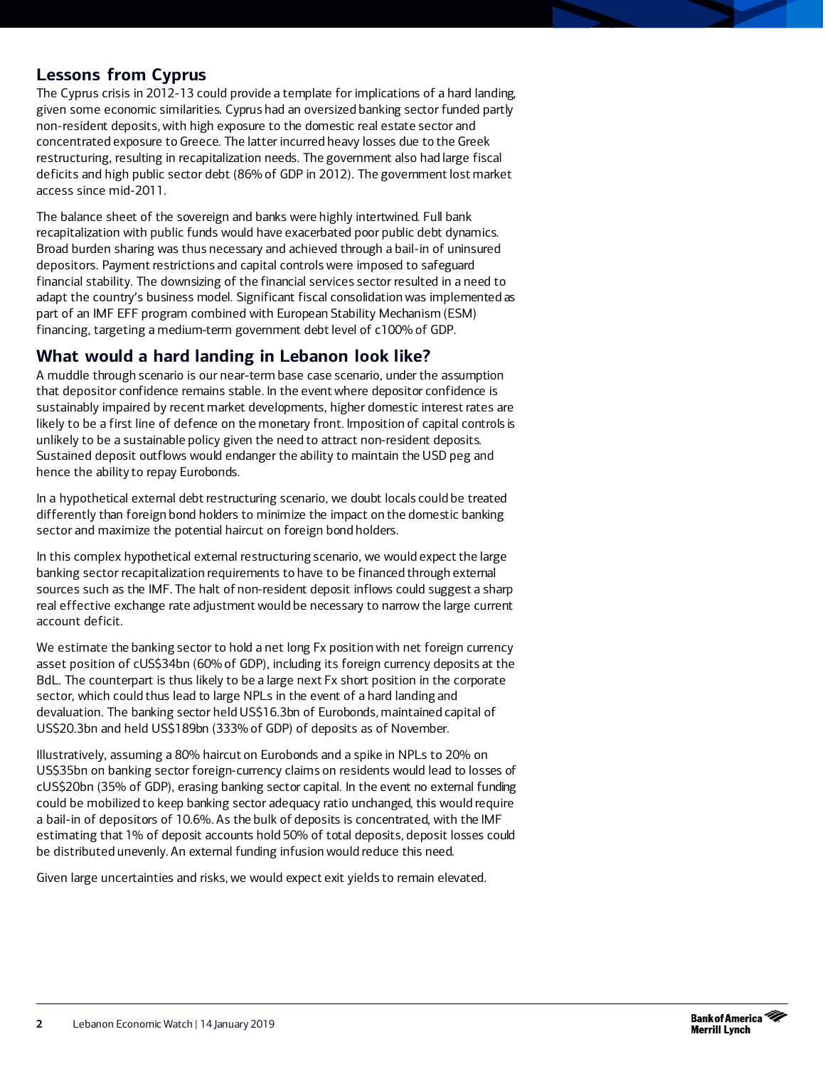## Lessons from Cyprus

The Cyprus crisis in 2012-13 could provide a template for implications of a hard landing, given some economic similarities. Cyprus had an oversized banking sector funded partly non-resident deposits, with high exposure to the domestic real estate sector and concentrated exposure to Greece. The latter incurred heavy losses due to the Greek restructuring, resulting in recapitalization needs. The government also had large fiscal deficits and high public sector debt (86% of GDP in 2012). The government lost market access since mid-2011.

The balance sheet of the sovereign and banks were highly intertwined. Full bank recapitalization with public funds would have exacerbated poor public debt dynamics. Broad burden sharing was thus necessary and achieved through a bail-in of uninsured depositors. Payment restrictions and capital controls were imposed to safeguard financial stability. The downsizing of the financial services sector resulted in a need to adapt the country's business model. Significant fiscal consolidation was implemented as part of an IMF EFF program combined with European Stability Mechanism (ESM) financing, targeting a medium-term government debt level of c100% of GDP.

## What would a hard landing in Lebanon look like?

A muddle through scenario is our near-term base case scenario, under the assumption that depositor confidence remains stable. In the event where depositor confidence is sustainably impaired by recent market developments, higher domestic interest rates are likely to be a first line of defence on the monetary front. Imposition of capital controls is unlikely to be a sustainable policy given the need to attract non-resident deposits. Sustained deposit outflows would endanger the ability to maintain the USD peg and hence the ability to repay Eurobonds.

In a hypothetical external debt restructuring scenario, we doubt locals could be treated differently than foreign bond holders to minimize the impact on the domestic banking sector and maximize the potential haircut on foreign bond holders.

In this complex hypothetical external restructuring scenario, we would expect the large banking sector recapitalization requirements to have to be financed through external sources such as the IMF. The halt of non-resident deposit inflows could suggest a sharp real effective exchange rate adjustment would be necessary to narrow the large current account deficit.

We estimate the banking sector to hold a net long Fx position with net foreign currency asset position of cUS$34bn (60% of GDP), including its foreign currency deposits at the BdL. The counterpart is thus likely to be a large next Fx short position in the corporate sector, which could thus lead to large NPLs in the event of a hard landing and devaluation. The banking sector held US$16.3bn of Eurobonds, maintained capital of US$20.3bn and held US$189bn (333% of GDP) of deposits as of November.

Illustratively, assuming a 80% haircut on Eurobonds and a spike in NPLs to 20% on US$35bn on banking sector foreign-currency claims on residents would lead to losses of cUS$20bn (35% of GDP), erasing banking sector capital. In the event no external funding could be mobilized to keep banking sector adequacy ratio unchanged, this would require a bail-in of depositors of 10.6%. As the bulk of deposits is concentrated, with the IMF estimating that 1% of deposit accounts hold 50% of total deposits, deposit losses could be distributed unevenly. An external funding infusion would reduce this need.

Given large uncertainties and risks, we would expect exit yields to remain elevated.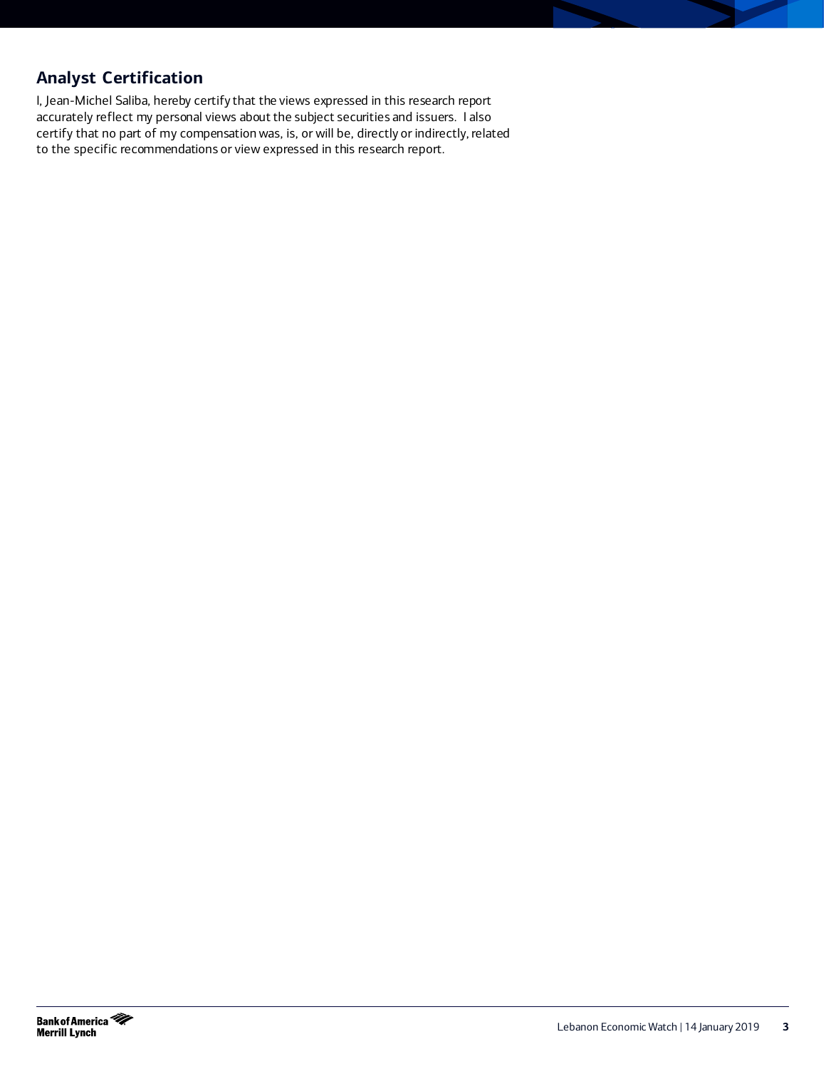## Analyst Certification

I, Jean-Michel Saliba, hereby certify that the views expressed in this research report accurately reflect my personal views about the subject securities and issuers. I also certify that no part of my compensation was, is, or will be, directly or indirectly, related to the specific recommendations or view expressed in this research report.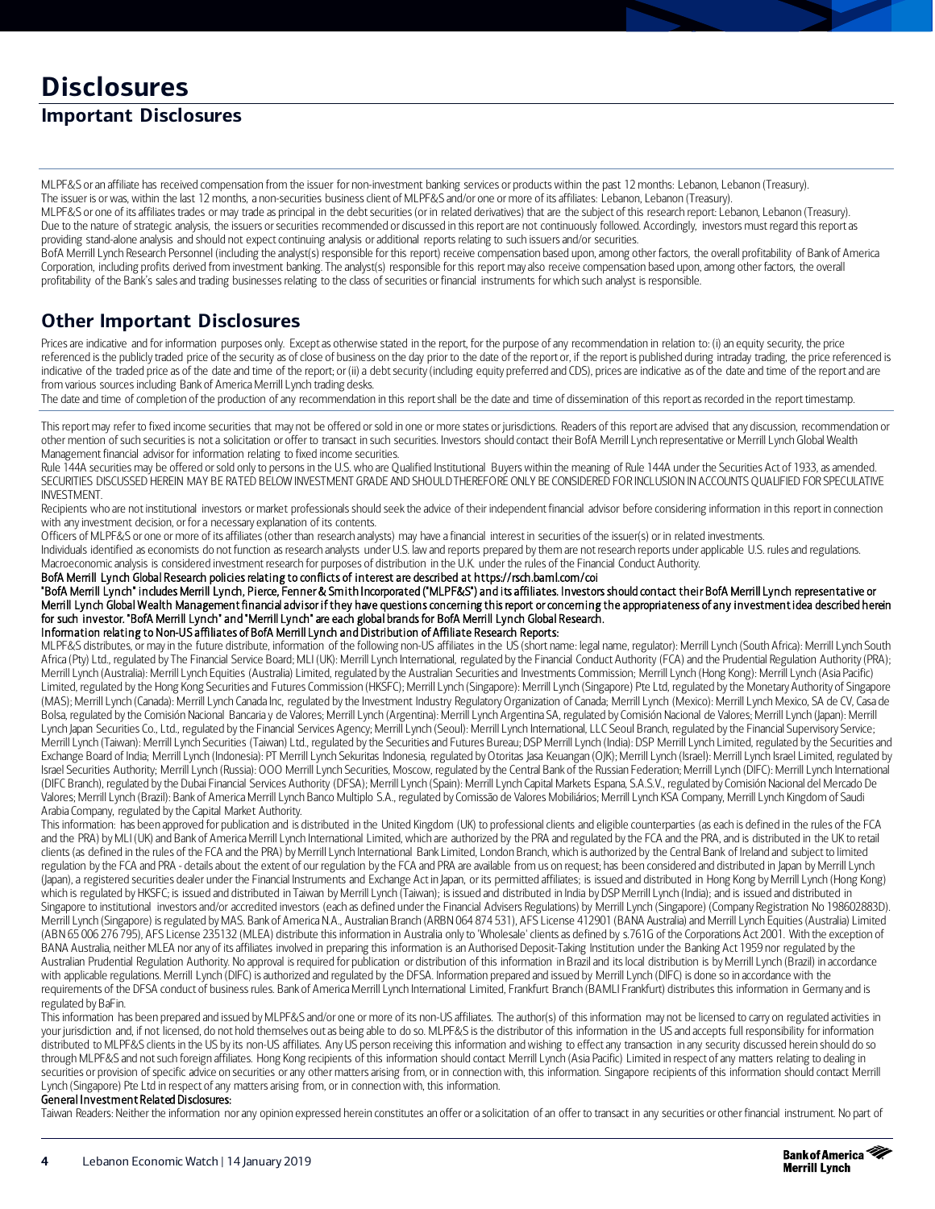# Disclosures

## Important Disclosures

MLPF&S or an affiliate has received compensation from the issuer for non-investment banking services or products within the past 12 months: Lebanon, Lebanon (Treasury).
The issuer is or was, within the last 12 months, a non-securities business client of MLPF&S and/or one or more of its affiliates: Lebanon, Lebanon (Treasury).
MLPF&S or one of its affiliates trades or may trade as principal in the debt securities (or in related derivatives) that are the subject of this research report: Lebanon, Lebanon (Treasury).
Due to the nature of strategic analysis, the issuers or securities recommended or discussed in this report are not continuously followed. Accordingly, investors must regard this report as providing stand-alone analysis and should not expect continuing analysis or additional reports relating to such issuers and/or securities.
BofA Merrill Lynch Research Personnel (including the analyst(s) responsible for this report) receive compensation based upon, among other factors, the overall profitability of Bank of America Corporation, including profits derived from investment banking. The analyst(s) responsible for this report may also receive compensation based upon, among other factors, the overall profitability of the Bank's sales and trading businesses relating to the class of securities or financial instruments for which such analyst is responsible.

## Other Important Disclosures

Prices are indicative and for information purposes only. Except as otherwise stated in the report, for the purpose of any recommendation in relation to: (i) an equity security, the price referenced is the publicly traded price of the security as of close of business on the day prior to the date of the report or, if the report is published during intraday trading, the price referenced is indicative of the traded price as of the date and time of the report; or (ii) a debt security (including equity preferred and CDS), prices are indicative as of the date and time of the report and are from various sources including Bank of America Merrill Lynch trading desks.
The date and time of completion of the production of any recommendation in this report shall be the date and time of dissemination of this report as recorded in the report timestamp.

This report may refer to fixed income securities that may not be offered or sold in one or more states or jurisdictions. Readers of this report are advised that any discussion, recommendation or other mention of such securities is not a solicitation or offer to transact in such securities. Investors should contact their BofA Merrill Lynch representative or Merrill Lynch Global Wealth Management financial advisor for information relating to fixed income securities.
Rule 144A securities may be offered or sold only to persons in the U.S. who are Qualified Institutional Buyers within the meaning of Rule 144A under the Securities Act of 1933, as amended.
SECURITIES DISCUSSED HEREIN MAY BE RATED BELOW INVESTMENT GRADE AND SHOULD THEREFORE ONLY BE CONSIDERED FOR INCLUSION IN ACCOUNTS QUALIFIED FOR SPECULATIVE INVESTMENT.
Recipients who are not institutional investors or market professionals should seek the advice of their independent financial advisor before considering information in this report in connection with any investment decision, or for a necessary explanation of its contents.
Officers of MLPF&S or one or more of its affiliates (other than research analysts) may have a financial interest in securities of the issuer(s) or in related investments.
Individuals identified as economists do not function as research analysts under U.S. law and reports prepared by them are not research reports under applicable U.S. rules and regulations.
Macroeconomic analysis is considered investment research for purposes of distribution in the U.K. under the rules of the Financial Conduct Authority.
**BofA Merrill Lynch Global Research policies relating to conflicts of interest are described at https://rsch.baml.com/coi**
**"BofA Merrill Lynch" includes Merrill Lynch, Pierce, Fenner & Smith Incorporated ("MLPF&S") and its affiliates. Investors should contact their BofA Merrill Lynch representative or Merrill Lynch Global Wealth Management financial advisor if they have questions concerning this report or concerning the appropriateness of any investment idea described herein for such investor. "BofA Merrill Lynch" and "Merrill Lynch" are each global brands for BofA Merrill Lynch Global Research.**
**Information relating to Non-US affiliates of BofA Merrill Lynch and Distribution of Affiliate Research Reports:**
MLPF&S distributes, or may in the future distribute, information of the following non-US affiliates in the US (short name: legal name, regulator): Merrill Lynch (South Africa): Merrill Lynch South Africa (Pty) Ltd., regulated by The Financial Service Board; MLI (UK): Merrill Lynch International, regulated by the Financial Conduct Authority (FCA) and the Prudential Regulation Authority (PRA); Merrill Lynch (Australia): Merrill Lynch Equities (Australia) Limited, regulated by the Australian Securities and Investments Commission; Merrill Lynch (Hong Kong): Merrill Lynch (Asia Pacific) Limited, regulated by the Hong Kong Securities and Futures Commission (HKSFC); Merrill Lynch (Singapore): Merrill Lynch (Singapore) Pte Ltd, regulated by the Monetary Authority of Singapore (MAS); Merrill Lynch (Canada): Merrill Lynch Canada Inc, regulated by the Investment Industry Regulatory Organization of Canada; Merrill Lynch (Mexico): Merrill Lynch Mexico, SA de CV, Casa de Bolsa, regulated by the Comisión Nacional Bancaria y de Valores; Merrill Lynch (Argentina): Merrill Lynch Argentina SA, regulated by Comisión Nacional de Valores; Merrill Lynch (Japan): Merrill Lynch Japan Securities Co., Ltd., regulated by the Financial Services Agency; Merrill Lynch (Seoul): Merrill Lynch International, LLC Seoul Branch, regulated by the Financial Supervisory Service; Merrill Lynch (Taiwan): Merrill Lynch Securities (Taiwan) Ltd., regulated by the Securities and Futures Bureau; DSP Merrill Lynch (India): DSP Merrill Lynch Limited, regulated by the Securities and Exchange Board of India; Merrill Lynch (Indonesia): PT Merrill Lynch Sekuritas Indonesia, regulated by Otoritas Jasa Keuangan (OJK); Merrill Lynch (Israel): Merrill Lynch Israel Limited, regulated by Israel Securities Authority; Merrill Lynch (Russia): OOO Merrill Lynch Securities, Moscow, regulated by the Central Bank of the Russian Federation; Merrill Lynch (DIFC): Merrill Lynch International (DIFC Branch), regulated by the Dubai Financial Services Authority (DFSA); Merrill Lynch (Spain): Merrill Lynch Capital Markets Espana, S.A.S.V., regulated by Comisión Nacional del Mercado De Valores; Merrill Lynch (Brazil): Bank of America Merrill Lynch Banco Multiplo S.A., regulated by Comissão de Valores Mobiliários; Merrill Lynch KSA Company, Merrill Lynch Kingdom of Saudi Arabia Company, regulated by the Capital Market Authority.
This information: has been approved for publication and is distributed in the United Kingdom (UK) to professional clients and eligible counterparties (as each is defined in the rules of the FCA and the PRA) by MLI (UK) and Bank of America Merrill Lynch International Limited, which are authorized by the PRA and regulated by the FCA and the PRA, and is distributed in the UK to retail clients (as defined in the rules of the FCA and the PRA) by Merrill Lynch International Bank Limited, London Branch, which is authorized by the Central Bank of Ireland and subject to limited regulation by the FCA and PRA - details about the extent of our regulation by the FCA and PRA are available from us on request; has been considered and distributed in Japan by Merrill Lynch (Japan), a registered securities dealer under the Financial Instruments and Exchange Act in Japan, or its permitted affiliates; is issued and distributed in Hong Kong by Merrill Lynch (Hong Kong) which is regulated by HKSFC; is issued and distributed in Taiwan by Merrill Lynch (Taiwan); is issued and distributed in India by DSP Merrill Lynch (India); and is issued and distributed in Singapore to institutional investors and/or accredited investors (each as defined under the Financial Advisers Regulations) by Merrill Lynch (Singapore) (Company Registration No 198602883D). Merrill Lynch (Singapore) is regulated by MAS. Bank of America N.A., Australian Branch (ARBN 064 874 531), AFS License 412901 (BANA Australia) and Merrill Lynch Equities (Australia) Limited (ABN 65 006 276 795), AFS License 235132 (MLEA) distribute this information in Australia only to 'Wholesale' clients as defined by s.761G of the Corporations Act 2001. With the exception of BANA Australia, neither MLEA nor any of its affiliates involved in preparing this information is an Authorised Deposit-Taking Institution under the Banking Act 1959 nor regulated by the Australian Prudential Regulation Authority. No approval is required for publication or distribution of this information in Brazil and its local distribution is by Merrill Lynch (Brazil) in accordance with applicable regulations. Merrill Lynch (DIFC) is authorized and regulated by the DFSA. Information prepared and issued by Merrill Lynch (DIFC) is done so in accordance with the requirements of the DFSA conduct of business rules. Bank of America Merrill Lynch International Limited, Frankfurt Branch (BAMLI Frankfurt) distributes this information in Germany and is regulated by BaFin.
This information has been prepared and issued by MLPF&S and/or one or more of its non-US affiliates. The author(s) of this information may not be licensed to carry on regulated activities in your jurisdiction and, if not licensed, do not hold themselves out as being able to do so. MLPF&S is the distributor of this information in the US and accepts full responsibility for information distributed to MLPF&S clients in the US by its non-US affiliates. Any US person receiving this information and wishing to effect any transaction in any security discussed herein should do so through MLPF&S and not such foreign affiliates. Hong Kong recipients of this information should contact Merrill Lynch (Asia Pacific) Limited in respect of any matters relating to dealing in securities or provision of specific advice on securities or any other matters arising from, or in connection with, this information. Singapore recipients of this information should contact Merrill Lynch (Singapore) Pte Ltd in respect of any matters arising from, or in connection with, this information.
**General Investment Related Disclosures:**
Taiwan Readers: Neither the information nor any opinion expressed herein constitutes an offer or a solicitation of an offer to transact in any securities or other financial instrument. No part of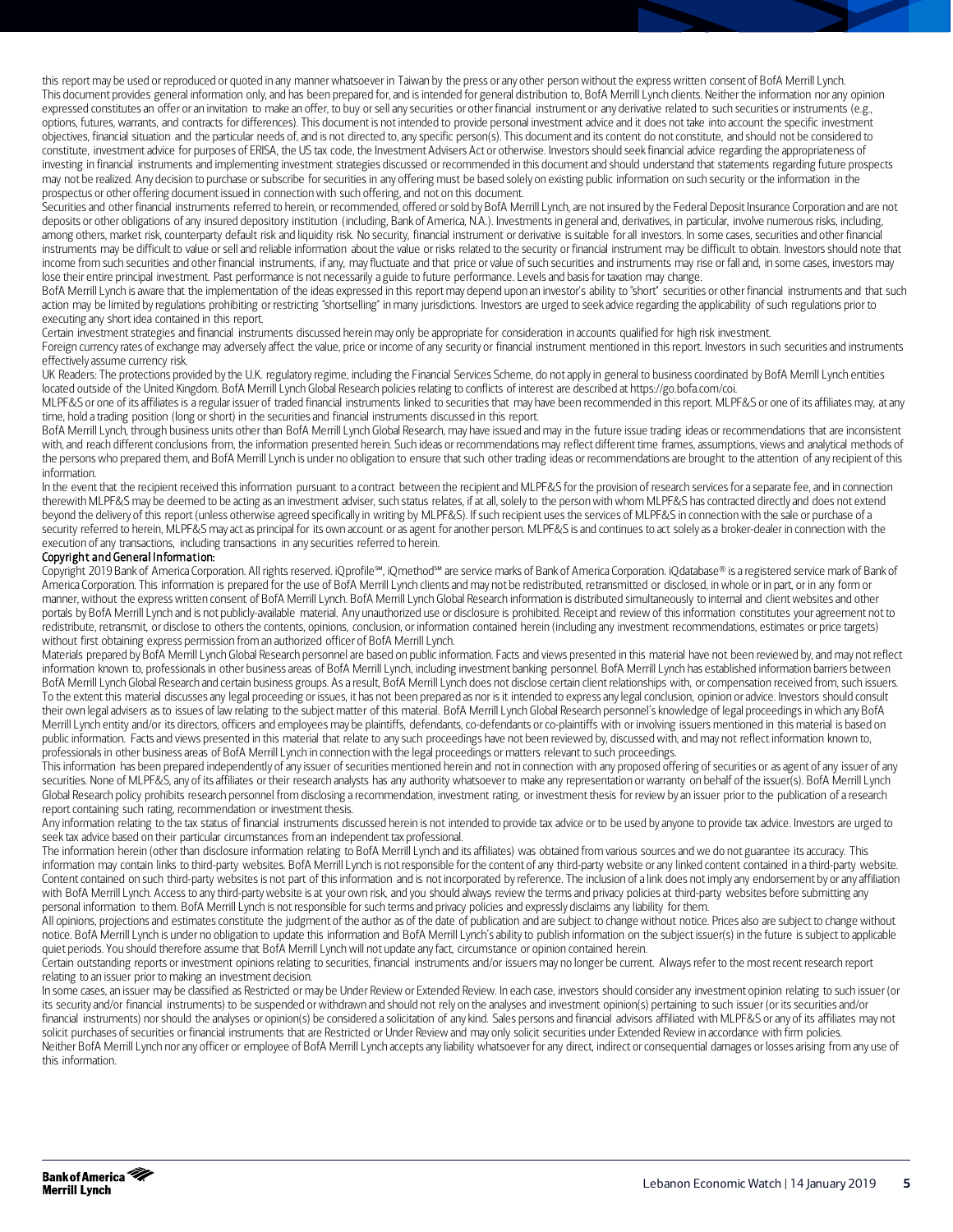this report may be used or reproduced or quoted in any manner whatsoever in Taiwan by the press or any other person without the express written consent of BofA Merrill Lynch.

This document provides general information only, and has been prepared for, and is intended for general distribution to, BofA Merrill Lynch clients. Neither the information nor any opinion expressed constitutes an offer or an invitation to make an offer, to buy or sell any securities or other financial instrument or any derivative related to such securities or instruments (e.g., options, futures, warrants, and contracts for differences). This document is not intended to provide personal investment advice and it does not take into account the specific investment objectives, financial situation and the particular needs of, and is not directed to, any specific person(s). This document and its content do not constitute, and should not be considered to constitute, investment advice for purposes of ERISA, the US tax code, the Investment Advisers Act or otherwise. Investors should seek financial advice regarding the appropriateness of investing in financial instruments and implementing investment strategies discussed or recommended in this document and should understand that statements regarding future prospects may not be realized. Any decision to purchase or subscribe for securities in any offering must be based solely on existing public information on such security or the information in the prospectus or other offering document issued in connection with such offering, and not on this document.

Securities and other financial instruments referred to herein, or recommended, offered or sold by BofA Merrill Lynch, are not insured by the Federal Deposit Insurance Corporation and are not deposits or other obligations of any insured depository institution (including, Bank of America, N.A.). Investments in general and, derivatives, in particular, involve numerous risks, including, among others, market risk, counterparty default risk and liquidity risk. No security, financial instrument or derivative is suitable for all investors. In some cases, securities and other financial instruments may be difficult to value or sell and reliable information about the value or risks related to the security or financial instrument may be difficult to obtain. Investors should note that income from such securities and other financial instruments, if any, may fluctuate and that price or value of such securities and instruments may rise or fall and, in some cases, investors may lose their entire principal investment. Past performance is not necessarily a guide to future performance. Levels and basis for taxation may change.

BofA Merrill Lynch is aware that the implementation of the ideas expressed in this report may depend upon an investor's ability to "short" securities or other financial instruments and that such action may be limited by regulations prohibiting or restricting "shortselling" in many jurisdictions. Investors are urged to seek advice regarding the applicability of such regulations prior to executing any short idea contained in this report.

Certain investment strategies and financial instruments discussed herein may only be appropriate for consideration in accounts qualified for high risk investment.

Foreign currency rates of exchange may adversely affect the value, price or income of any security or financial instrument mentioned in this report. Investors in such securities and instruments effectively assume currency risk.

UK Readers: The protections provided by the U.K. regulatory regime, including the Financial Services Scheme, do not apply in general to business coordinated by BofA Merrill Lynch entities located outside of the United Kingdom. BofA Merrill Lynch Global Research policies relating to conflicts of interest are described at https://go.bofa.com/coi.

MLPF&S or one of its affiliates is a regular issuer of traded financial instruments linked to securities that may have been recommended in this report. MLPF&S or one of its affiliates may, at any time, hold a trading position (long or short) in the securities and financial instruments discussed in this report.

BofA Merrill Lynch, through business units other than BofA Merrill Lynch Global Research, may have issued and may in the future issue trading ideas or recommendations that are inconsistent with, and reach different conclusions from, the information presented herein. Such ideas or recommendations may reflect different time frames, assumptions, views and analytical methods of the persons who prepared them, and BofA Merrill Lynch is under no obligation to ensure that such other trading ideas or recommendations are brought to the attention of any recipient of this information.

In the event that the recipient received this information pursuant to a contract between the recipient and MLPF&S for the provision of research services for a separate fee, and in connection therewith MLPF&S may be deemed to be acting as an investment adviser, such status relates, if at all, solely to the person with whom MLPF&S has contracted directly and does not extend beyond the delivery of this report (unless otherwise agreed specifically in writing by MLPF&S). If such recipient uses the services of MLPF&S in connection with the sale or purchase of a security referred to herein, MLPF&S may act as principal for its own account or as agent for another person. MLPF&S is and continues to act solely as a broker-dealer in connection with the execution of any transactions, including transactions in any securities referred to herein.

## Copyright and General Information:

Copyright 2019 Bank of America Corporation. All rights reserved. iQprofile℠, iQmethod℠ are service marks of Bank of America Corporation. iQdatabase® is a registered service mark of Bank of America Corporation. This information is prepared for the use of BofA Merrill Lynch clients and may not be redistributed, retransmitted or disclosed, in whole or in part, or in any form or manner, without the express written consent of BofA Merrill Lynch. BofA Merrill Lynch Global Research information is distributed simultaneously to internal and client websites and other portals by BofA Merrill Lynch and is not publicly-available material. Any unauthorized use or disclosure is prohibited. Receipt and review of this information constitutes your agreement not to redistribute, retransmit, or disclose to others the contents, opinions, conclusion, or information contained herein (including any investment recommendations, estimates or price targets) without first obtaining express permission from an authorized officer of BofA Merrill Lynch.

Materials prepared by BofA Merrill Lynch Global Research personnel are based on public information. Facts and views presented in this material have not been reviewed by, and may not reflect information known to, professionals in other business areas of BofA Merrill Lynch, including investment banking personnel. BofA Merrill Lynch has established information barriers between BofA Merrill Lynch Global Research and certain business groups. As a result, BofA Merrill Lynch does not disclose certain client relationships with, or compensation received from, such issuers. To the extent this material discusses any legal proceeding or issues, it has not been prepared as nor is it intended to express any legal conclusion, opinion or advice. Investors should consult their own legal advisers as to issues of law relating to the subject matter of this material. BofA Merrill Lynch Global Research personnel's knowledge of legal proceedings in which any BofA Merrill Lynch entity and/or its directors, officers and employees may be plaintiffs, defendants, co-defendants or co-plaintiffs with or involving issuers mentioned in this material is based on public information. Facts and views presented in this material that relate to any such proceedings have not been reviewed by, discussed with, and may not reflect information known to, professionals in other business areas of BofA Merrill Lynch in connection with the legal proceedings or matters relevant to such proceedings.

This information has been prepared independently of any issuer of securities mentioned herein and not in connection with any proposed offering of securities or as agent of any issuer of any securities. None of MLPF&S, any of its affiliates or their research analysts has any authority whatsoever to make any representation or warranty on behalf of the issuer(s). BofA Merrill Lynch Global Research policy prohibits research personnel from disclosing a recommendation, investment rating, or investment thesis for review by an issuer prior to the publication of a research report containing such rating, recommendation or investment thesis.

Any information relating to the tax status of financial instruments discussed herein is not intended to provide tax advice or to be used by anyone to provide tax advice. Investors are urged to seek tax advice based on their particular circumstances from an independent tax professional.

The information herein (other than disclosure information relating to BofA Merrill Lynch and its affiliates) was obtained from various sources and we do not guarantee its accuracy. This information may contain links to third-party websites. BofA Merrill Lynch is not responsible for the content of any third-party website or any linked content contained in a third-party website. Content contained on such third-party websites is not part of this information and is not incorporated by reference. The inclusion of a link does not imply any endorsement by or any affiliation with BofA Merrill Lynch. Access to any third-party website is at your own risk, and you should always review the terms and privacy policies at third-party websites before submitting any personal information to them. BofA Merrill Lynch is not responsible for such terms and privacy policies and expressly disclaims any liability for them.

All opinions, projections and estimates constitute the judgment of the author as of the date of publication and are subject to change without notice. Prices also are subject to change without notice. BofA Merrill Lynch is under no obligation to update this information and BofA Merrill Lynch's ability to publish information on the subject issuer(s) in the future is subject to applicable quiet periods. You should therefore assume that BofA Merrill Lynch will not update any fact, circumstance or opinion contained herein.

Certain outstanding reports or investment opinions relating to securities, financial instruments and/or issuers may no longer be current. Always refer to the most recent research report relating to an issuer prior to making an investment decision.

In some cases, an issuer may be classified as Restricted or may be Under Review or Extended Review. In each case, investors should consider any investment opinion relating to such issuer (or its security and/or financial instruments) to be suspended or withdrawn and should not rely on the analyses and investment opinion(s) pertaining to such issuer (or its securities and/or financial instruments) nor should the analyses or opinion(s) be considered a solicitation of any kind. Sales persons and financial advisors affiliated with MLPF&S or any of its affiliates may not solicit purchases of securities or financial instruments that are Restricted or Under Review and may only solicit securities under Extended Review in accordance with firm policies.

Neither BofA Merrill Lynch nor any officer or employee of BofA Merrill Lynch accepts any liability whatsoever for any direct, indirect or consequential damages or losses arising from any use of this information.